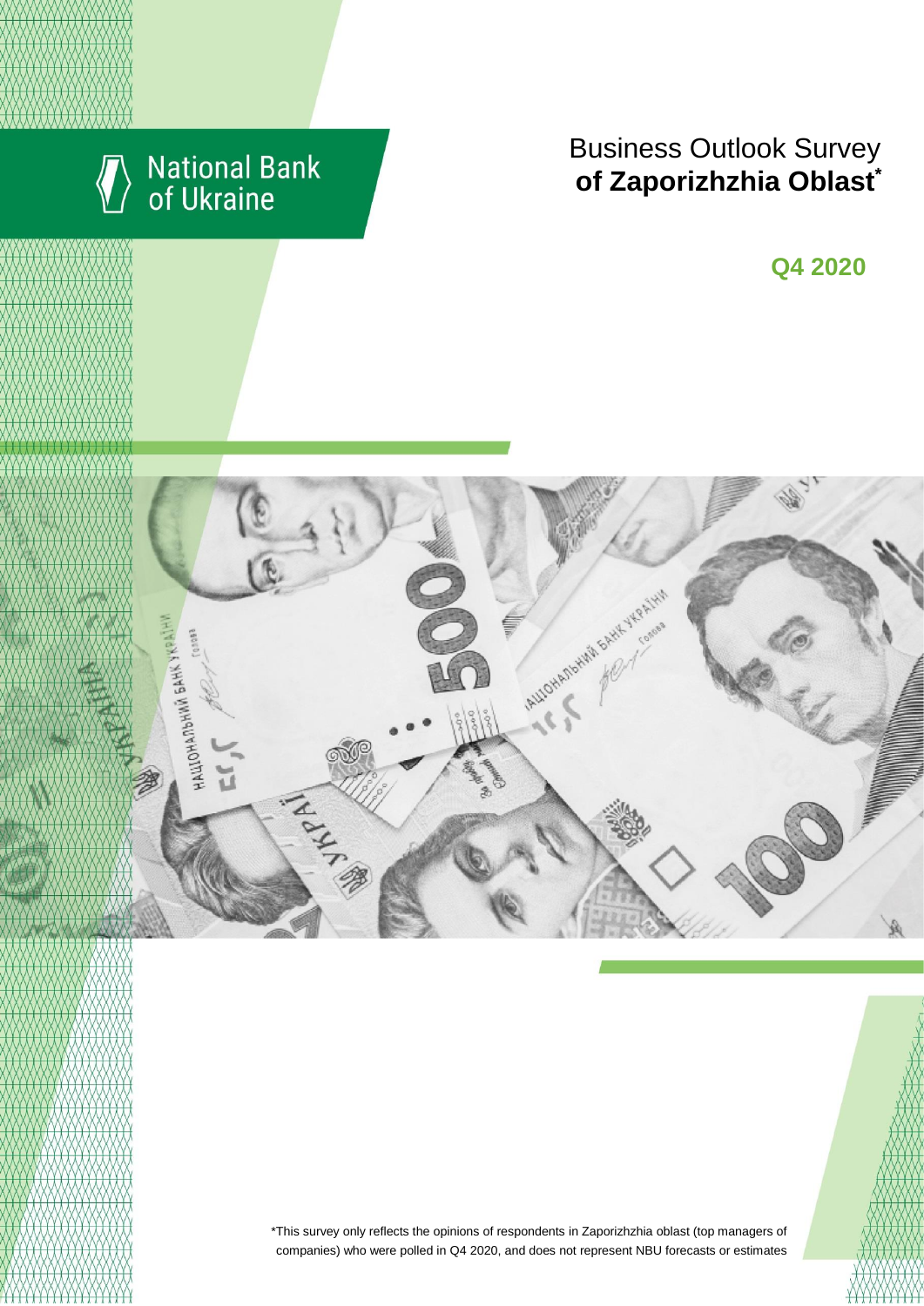National Bank of Ukraine

# Business Outlook Survey **of Zaporizhzhia Oblast***

**Q4 2020**

*This survey only reflects the opinions of respondents in Zaporizhzhia oblast (top managers of companies) who were polled in Q4 2020, and does not represent NBU forecasts or estimates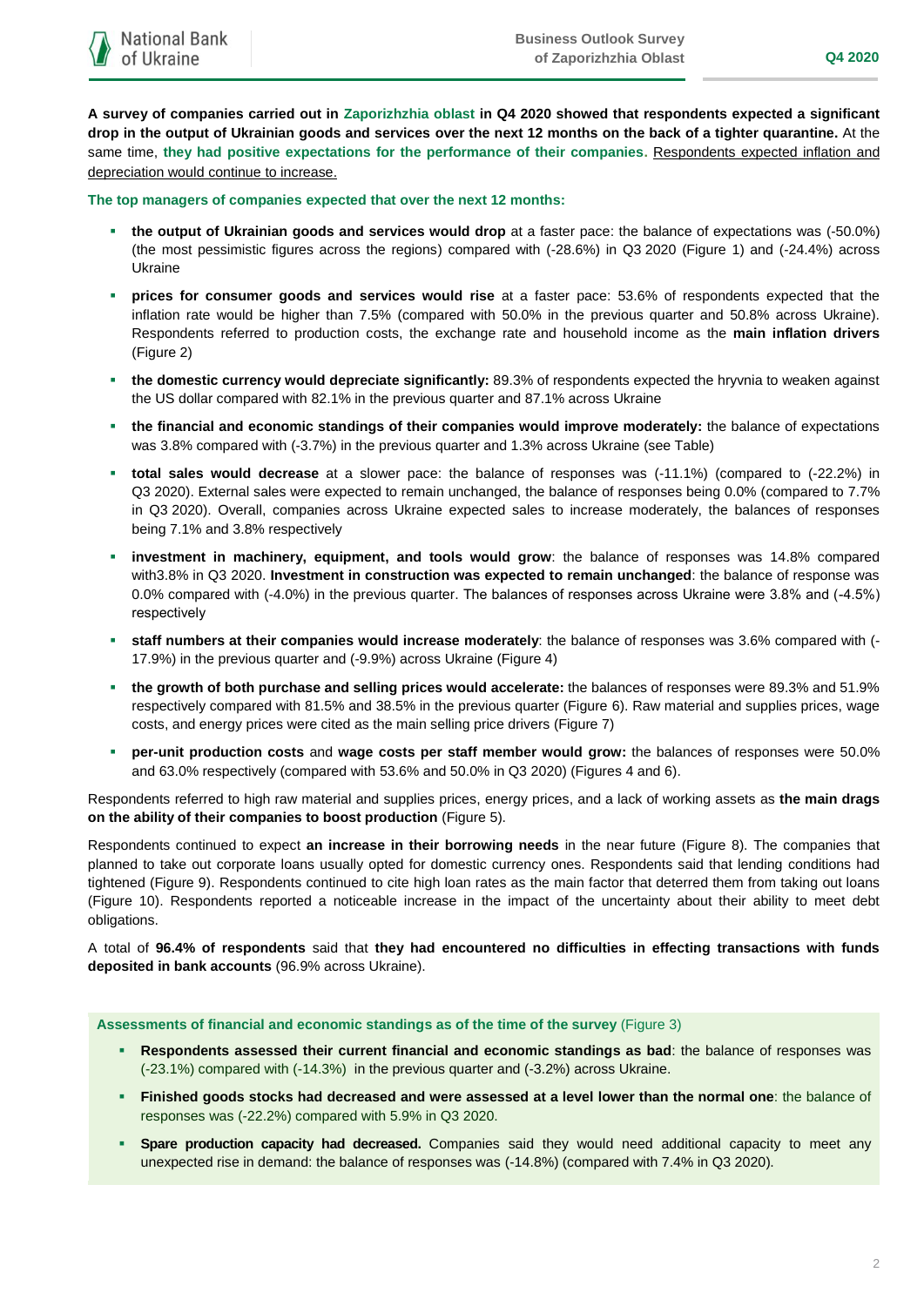**A survey of companies carried out in Zaporizhzhia oblast in Q4 2020 showed that respondents expected a significant drop in the output of Ukrainian goods and services over the next 12 months on the back of a tighter quarantine.** At the same time, **they had positive expectations for the performance of their companies.** Respondents expected inflation and depreciation would continue to increase.

**The top managers of companies expected that over the next 12 months:**

- **the output of Ukrainian goods and services would drop** at a faster pace: the balance of expectations was (-50.0%) (the most pessimistic figures across the regions) compared with (-28.6%) in Q3 2020 (Figure 1) and (-24.4%) across Ukraine
- **prices for consumer goods and services would rise** at a faster pace: 53.6% of respondents expected that the inflation rate would be higher than 7.5% (compared with 50.0% in the previous quarter and 50.8% across Ukraine). Respondents referred to production costs, the exchange rate and household income as the **main inflation drivers** (Figure 2)
- **the domestic currency would depreciate significantly:** 89.3% of respondents expected the hryvnia to weaken against the US dollar compared with 82.1% in the previous quarter and 87.1% across Ukraine
- **the financial and economic standings of their companies would improve moderately:** the balance of expectations was 3.8% compared with (-3.7%) in the previous quarter and 1.3% across Ukraine (see Table)
- **total sales would decrease** at a slower pace: the balance of responses was (-11.1%) (compared to (-22.2%) in Q3 2020). External sales were expected to remain unchanged, the balance of responses being 0.0% (compared to 7.7% in Q3 2020). Overall, companies across Ukraine expected sales to increase moderately, the balances of responses being 7.1% and 3.8% respectively
- **investment in machinery, equipment, and tools would grow**: the balance of responses was 14.8% compared with3.8% in Q3 2020. **Investment in construction was expected to remain unchanged**: the balance of response was 0.0% compared with (-4.0%) in the previous quarter. The balances of responses across Ukraine were 3.8% and (-4.5%) respectively
- **staff numbers at their companies would increase moderately**: the balance of responses was 3.6% compared with (-17.9%) in the previous quarter and (-9.9%) across Ukraine (Figure 4)
- **the growth of both purchase and selling prices would accelerate:** the balances of responses were 89.3% and 51.9% respectively compared with 81.5% and 38.5% in the previous quarter (Figure 6). Raw material and supplies prices, wage costs, and energy prices were cited as the main selling price drivers (Figure 7)
- **per-unit production costs** and **wage costs per staff member would grow:** the balances of responses were 50.0% and 63.0% respectively (compared with 53.6% and 50.0% in Q3 2020) (Figures 4 and 6).

Respondents referred to high raw material and supplies prices, energy prices, and a lack of working assets as **the main drags on the ability of their companies to boost production** (Figure 5).

Respondents continued to expect **an increase in their borrowing needs** in the near future (Figure 8). The companies that planned to take out corporate loans usually opted for domestic currency ones. Respondents said that lending conditions had tightened (Figure 9). Respondents continued to cite high loan rates as the main factor that deterred them from taking out loans (Figure 10). Respondents reported a noticeable increase in the impact of the uncertainty about their ability to meet debt obligations.

A total of **96.4% of respondents** said that **they had encountered no difficulties in effecting transactions with funds deposited in bank accounts** (96.9% across Ukraine).

**Assessments of financial and economic standings as of the time of the survey** (Figure 3)

- **Respondents assessed their current financial and economic standings as bad**: the balance of responses was (-23.1%) compared with (-14.3%) in the previous quarter and (-3.2%) across Ukraine.
- **Finished goods stocks had decreased and were assessed at a level lower than the normal one**: the balance of responses was (-22.2%) compared with 5.9% in Q3 2020.
- **Spare production capacity had decreased.** Companies said they would need additional capacity to meet any unexpected rise in demand: the balance of responses was (-14.8%) (compared with 7.4% in Q3 2020).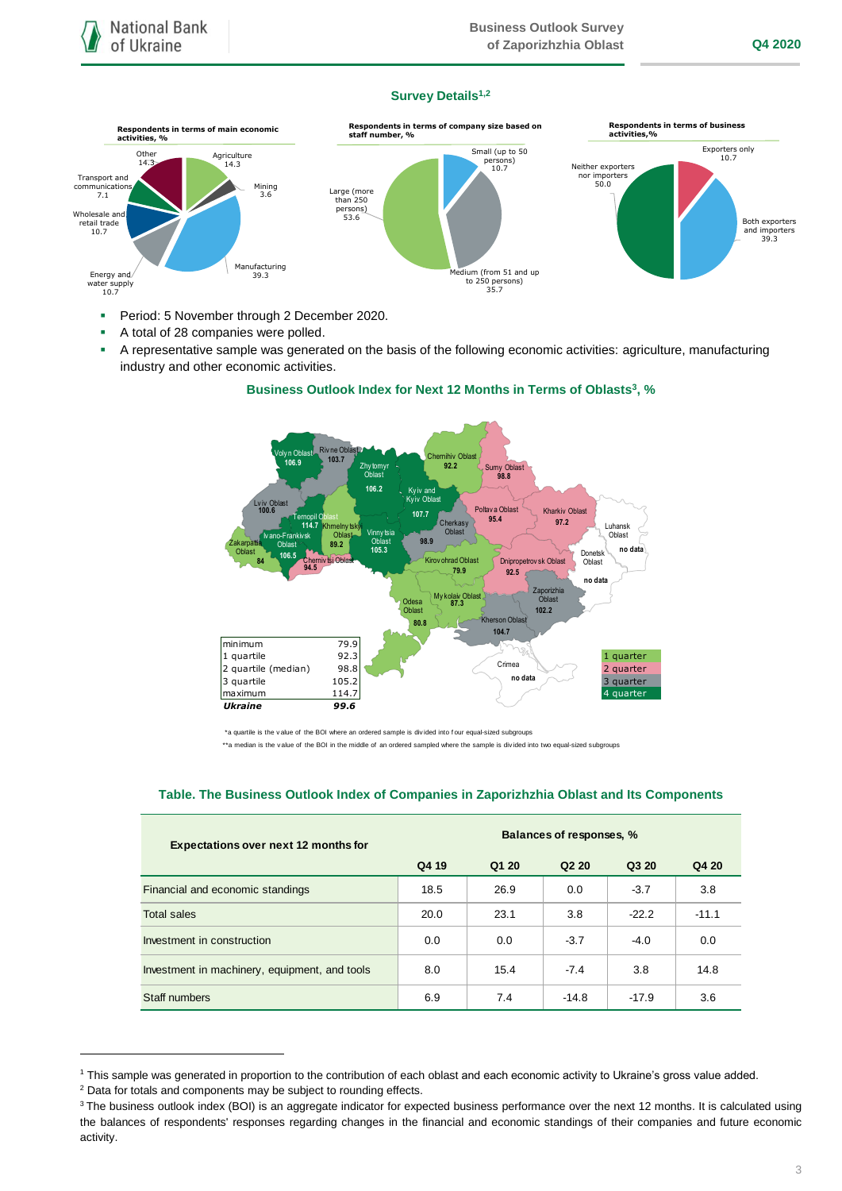## Survey Details[1,2]

**Respondents in terms of main economic activities, %**

- Agriculture 14.3
- Mining 3.6
- Manufacturing 39.3
- Energy and water supply 10.7
- Wholesale and retail trade 10.7
- Transport and communications 7.1
- Other 14.3

**Respondents in terms of company size based on staff number, %**

- Small (up to 50 persons) 10.7
- Medium (from 51 and up to 250 persons) 35.7
- Large (more than 250 persons) 53.6

**Respondents in terms of business activities, %**

- Exporters only 10.7
- Both exporters and importers 39.3
- Neither exporters nor importers 50.0

- Period: 5 November through 2 December 2020.
- A total of 28 companies were polled.
- A representative sample was generated on the basis of the following economic activities: agriculture, manufacturing industry and other economic activities.

### Business Outlook Index for Next 12 Months in Terms of Oblasts[3], %

| Oblast | BOI |
|---|---|
| Volyn Oblast | 106.9 |
| Rivne Oblast | 103.7 |
| Zhytomyr Oblast | 106.2 |
| Chernihiv Oblast | 92.2 |
| Sumy Oblast | 98.8 |
| Kyiv and Kyiv Oblast | 107.7 |
| Lviv Oblast | 100.6 |
| Ternopil Oblast | 114.7 |
| Khmelnytskyi Oblast | 89.2 |
| Vinnytsia Oblast | 105.3 |
| Cherkasy Oblast | 98.9 |
| Poltava Oblast | 95.4 |
| Kharkiv Oblast | 97.2 |
| Luhansk Oblast | no data |
| Ivano-Frankivsk Oblast | 106.5 |
| Zakarpattia Oblast | 84 |
| Chernivtsi Oblast | 94.5 |
| Kirovohrad Oblast | 79.9 |
| Dnipropetrovsk Oblast | 92.5 |
| Donetsk Oblast | no data |
| Odesa Oblast | 80.8 |
| Mykolaiv Oblast | 87.3 |
| Zaporizhia Oblast | 102.2 |
| Kherson Oblast | 104.7 |
| Crimea | no data |

| | |
|---|---|
| minimum | 79.9 |
| 1 quartile | 92.3 |
| 2 quartile (median) | 98.8 |
| 3 quartile | 105.2 |
| maximum | 114.7 |
| ***Ukraine*** | ***99.6*** |

Legend: 1 quarter, 2 quarter, 3 quarter, 4 quarter

*a quartile is the value of the BOI where an ordered sample is divided into four equal-sized subgroups

**a median is the value of the BOI in the middle of an ordered sampled where the sample is divided into two equal-sized subgroups

### Table. The Business Outlook Index of Companies in Zaporizhzhia Oblast and Its Components

| Expectations over next 12 months for | Balances of responses, % | | | | |
|---|---|---|---|---|---|
| | Q4 19 | Q1 20 | Q2 20 | Q3 20 | Q4 20 |
| Financial and economic standings | 18.5 | 26.9 | 0.0 | -3.7 | 3.8 |
| Total sales | 20.0 | 23.1 | 3.8 | -22.2 | -11.1 |
| Investment in construction | 0.0 | 0.0 | -3.7 | -4.0 | 0.0 |
| Investment in machinery, equipment, and tools | 8.0 | 15.4 | -7.4 | 3.8 | 14.8 |
| Staff numbers | 6.9 | 7.4 | -14.8 | -17.9 | 3.6 |

---

[1] This sample was generated in proportion to the contribution of each oblast and each economic activity to Ukraine's gross value added.

[2] Data for totals and components may be subject to rounding effects.

[3] The business outlook index (BOI) is an aggregate indicator for expected business performance over the next 12 months. It is calculated using the balances of respondents' responses regarding changes in the financial and economic standings of their companies and future economic activity.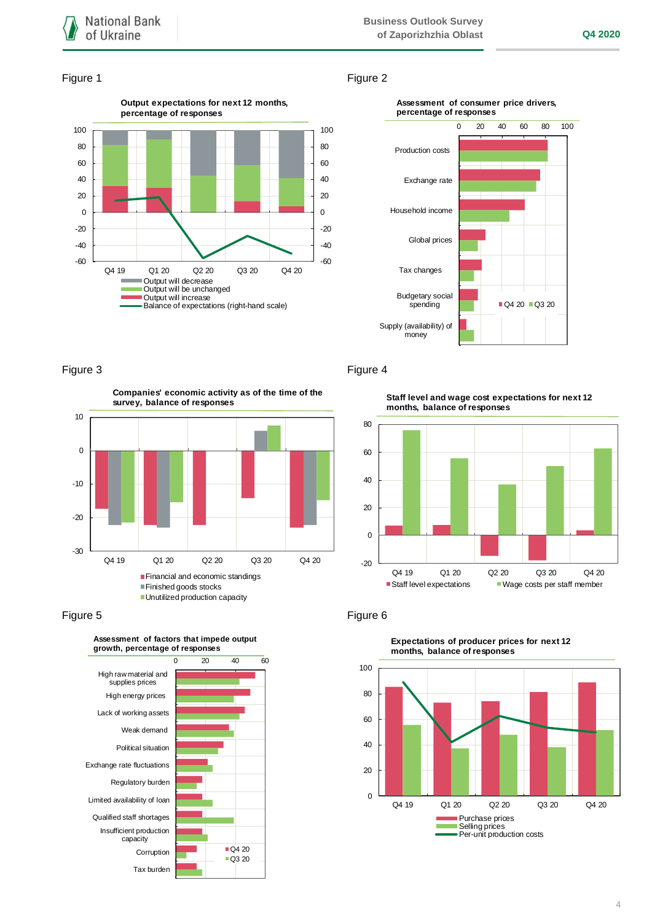Figure 1

**Output expectations for next 12 months, percentage of responses**

- Output will decrease
- Output will be unchanged
- Output will increase
- Balance of expectations (right-hand scale)

Figure 2

**Assessment of consumer price drivers, percentage of responses**

Production costs
Exchange rate
Household income
Global prices
Tax changes
Budgetary social spending
Supply (availability) of money

Q4 20 Q3 20

Figure 3

**Companies' economic activity as of the time of the survey, balance of responses**

- Financial and economic standings
- Finished goods stocks
- Unutilized production capacity

Figure 4

**Staff level and wage cost expectations for next 12 months, balance of responses**

- Staff level expectations
- Wage costs per staff member

Figure 5

**Assessment of factors that impede output growth, percentage of responses**

High raw material and supplies prices
High energy prices
Lack of working assets
Weak demand
Political situation
Exchange rate fluctuations
Regulatory burden
Limited availability of loan
Qualified staff shortages
Insufficient production capacity
Corruption
Tax burden

Q4 20 Q3 20

Figure 6

**Expectations of producer prices for next 12 months, balance of responses**

- Purchase prices
- Selling prices
- Per-unit production costs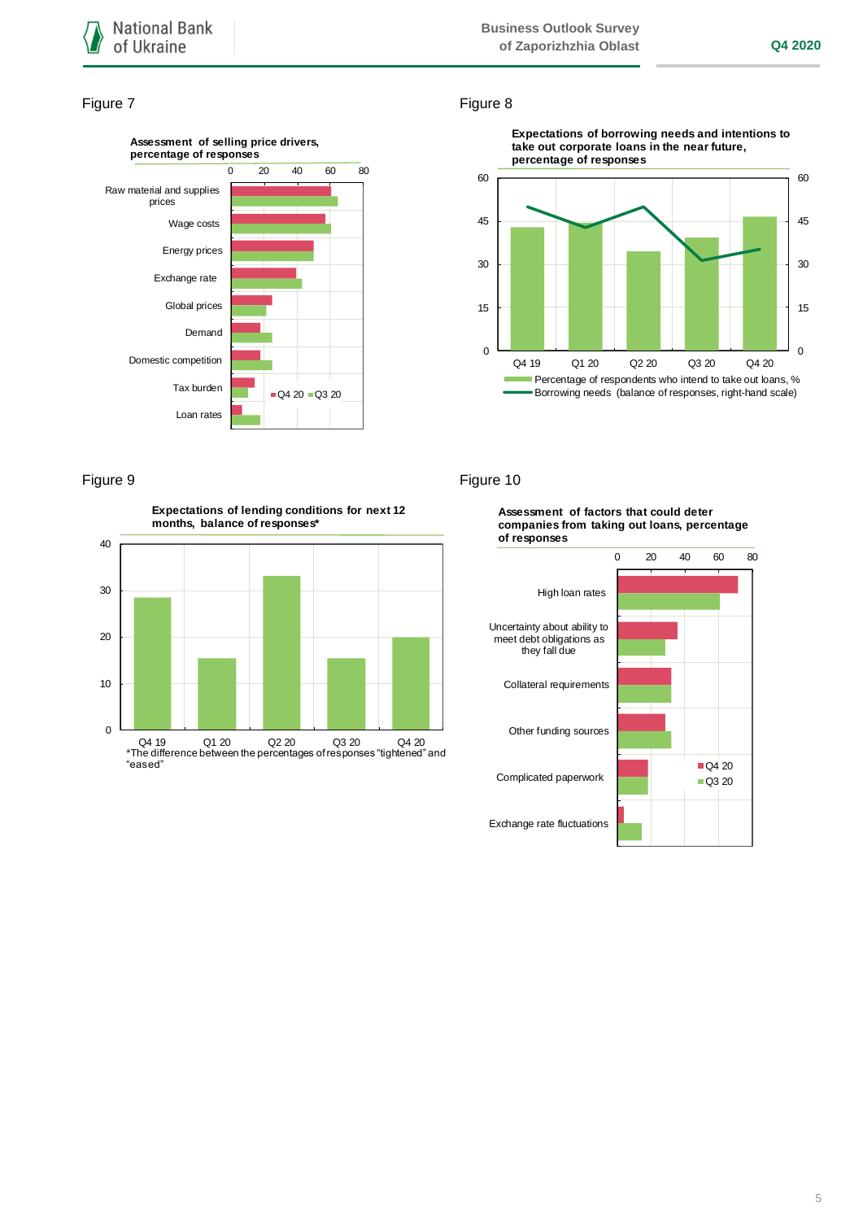Figure 7

**Assessment of selling price drivers, percentage of responses**

0 20 40 60 80

Raw material and supplies prices
Wage costs
Energy prices
Exchange rate
Global prices
Demand
Domestic competition
Tax burden
Loan rates

Q4 20 Q3 20

Figure 8

**Expectations of borrowing needs and intentions to take out corporate loans in the near future, percentage of responses**

60 45 30 15 0

Q4 19 Q1 20 Q2 20 Q3 20 Q4 20

Percentage of respondents who intend to take out loans, %
Borrowing needs (balance of responses, right-hand scale)

Figure 9

**Expectations of lending conditions for next 12 months, balance of responses***

40 30 20 10 0

Q4 19 Q1 20 Q2 20 Q3 20 Q4 20

*The difference between the percentages of responses "tightened" and "eased"

Figure 10

**Assessment of factors that could deter companies from taking out loans, percentage of responses**

0 20 40 60 80

High loan rates
Uncertainty about ability to meet debt obligations as they fall due
Collateral requirements
Other funding sources
Complicated paperwork
Exchange rate fluctuations

Q4 20
Q3 20